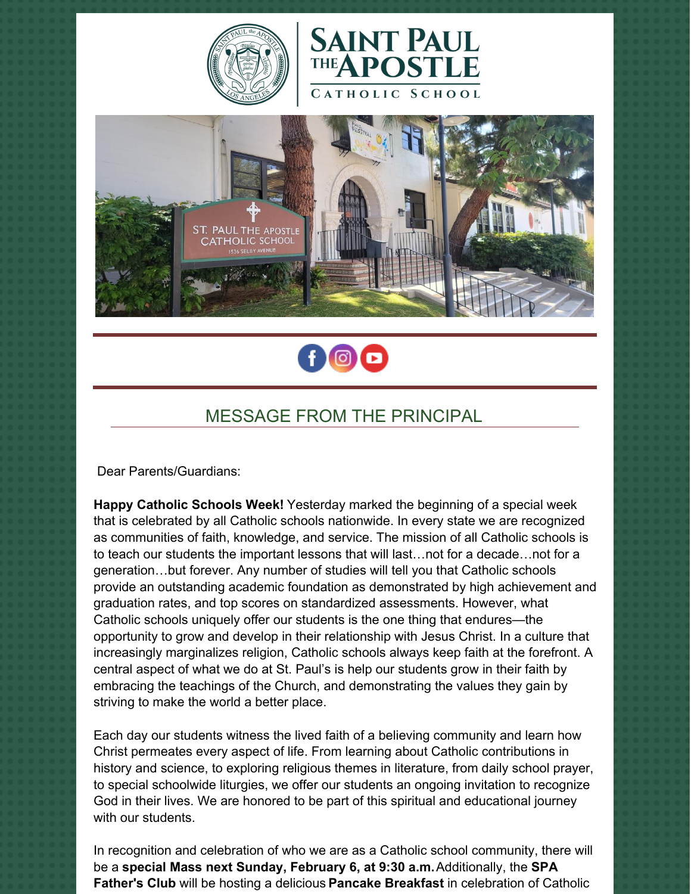# SAINT PAUL THE APOSTLE CATHOLIC SCHOOL

## MESSAGE FROM THE PRINCIPAL

Dear Parents/Guardians:

**Happy Catholic Schools Week!** Yesterday marked the beginning of a special week that is celebrated by all Catholic schools nationwide. In every state we are recognized as communities of faith, knowledge, and service. The mission of all Catholic schools is to teach our students the important lessons that will last…not for a decade…not for a generation…but forever. Any number of studies will tell you that Catholic schools provide an outstanding academic foundation as demonstrated by high achievement and graduation rates, and top scores on standardized assessments. However, what Catholic schools uniquely offer our students is the one thing that endures—the opportunity to grow and develop in their relationship with Jesus Christ. In a culture that increasingly marginalizes religion, Catholic schools always keep faith at the forefront. A central aspect of what we do at St. Paul's is help our students grow in their faith by embracing the teachings of the Church, and demonstrating the values they gain by striving to make the world a better place.

Each day our students witness the lived faith of a believing community and learn how Christ permeates every aspect of life. From learning about Catholic contributions in history and science, to exploring religious themes in literature, from daily school prayer, to special schoolwide liturgies, we offer our students an ongoing invitation to recognize God in their lives. We are honored to be part of this spiritual and educational journey with our students.

In recognition and celebration of who we are as a Catholic school community, there will be a **special Mass next Sunday, February 6, at 9:30 a.m.** Additionally, the **SPA Father's Club** will be hosting a delicious **Pancake Breakfast** in celebration of Catholic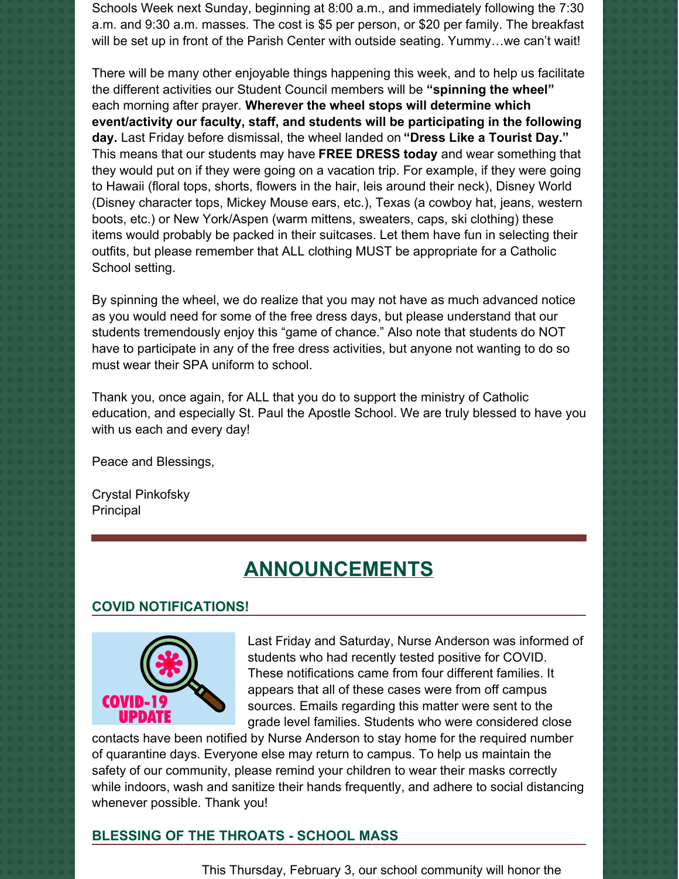Schools Week next Sunday, beginning at 8:00 a.m., and immediately following the 7:30 a.m. and 9:30 a.m. masses. The cost is $5 per person, or $20 per family. The breakfast will be set up in front of the Parish Center with outside seating. Yummy…we can't wait!

There will be many other enjoyable things happening this week, and to help us facilitate the different activities our Student Council members will be **"spinning the wheel"** each morning after prayer. **Wherever the wheel stops will determine which event/activity our faculty, staff, and students will be participating in the following day.** Last Friday before dismissal, the wheel landed on **"Dress Like a Tourist Day."** This means that our students may have **FREE DRESS today** and wear something that they would put on if they were going on a vacation trip. For example, if they were going to Hawaii (floral tops, shorts, flowers in the hair, leis around their neck), Disney World (Disney character tops, Mickey Mouse ears, etc.), Texas (a cowboy hat, jeans, western boots, etc.) or New York/Aspen (warm mittens, sweaters, caps, ski clothing) these items would probably be packed in their suitcases. Let them have fun in selecting their outfits, but please remember that ALL clothing MUST be appropriate for a Catholic School setting.

By spinning the wheel, we do realize that you may not have as much advanced notice as you would need for some of the free dress days, but please understand that our students tremendously enjoy this "game of chance." Also note that students do NOT have to participate in any of the free dress activities, but anyone not wanting to do so must wear their SPA uniform to school.

Thank you, once again, for ALL that you do to support the ministry of Catholic education, and especially St. Paul the Apostle School. We are truly blessed to have you with us each and every day!

Peace and Blessings,

Crystal Pinkofsky
Principal

# ANNOUNCEMENTS

### COVID NOTIFICATIONS!

Last Friday and Saturday, Nurse Anderson was informed of students who had recently tested positive for COVID. These notifications came from four different families. It appears that all of these cases were from off campus sources. Emails regarding this matter were sent to the grade level families. Students who were considered close contacts have been notified by Nurse Anderson to stay home for the required number of quarantine days. Everyone else may return to campus. To help us maintain the safety of our community, please remind your children to wear their masks correctly while indoors, wash and sanitize their hands frequently, and adhere to social distancing whenever possible. Thank you!

### BLESSING OF THE THROATS - SCHOOL MASS

This Thursday, February 3, our school community will honor the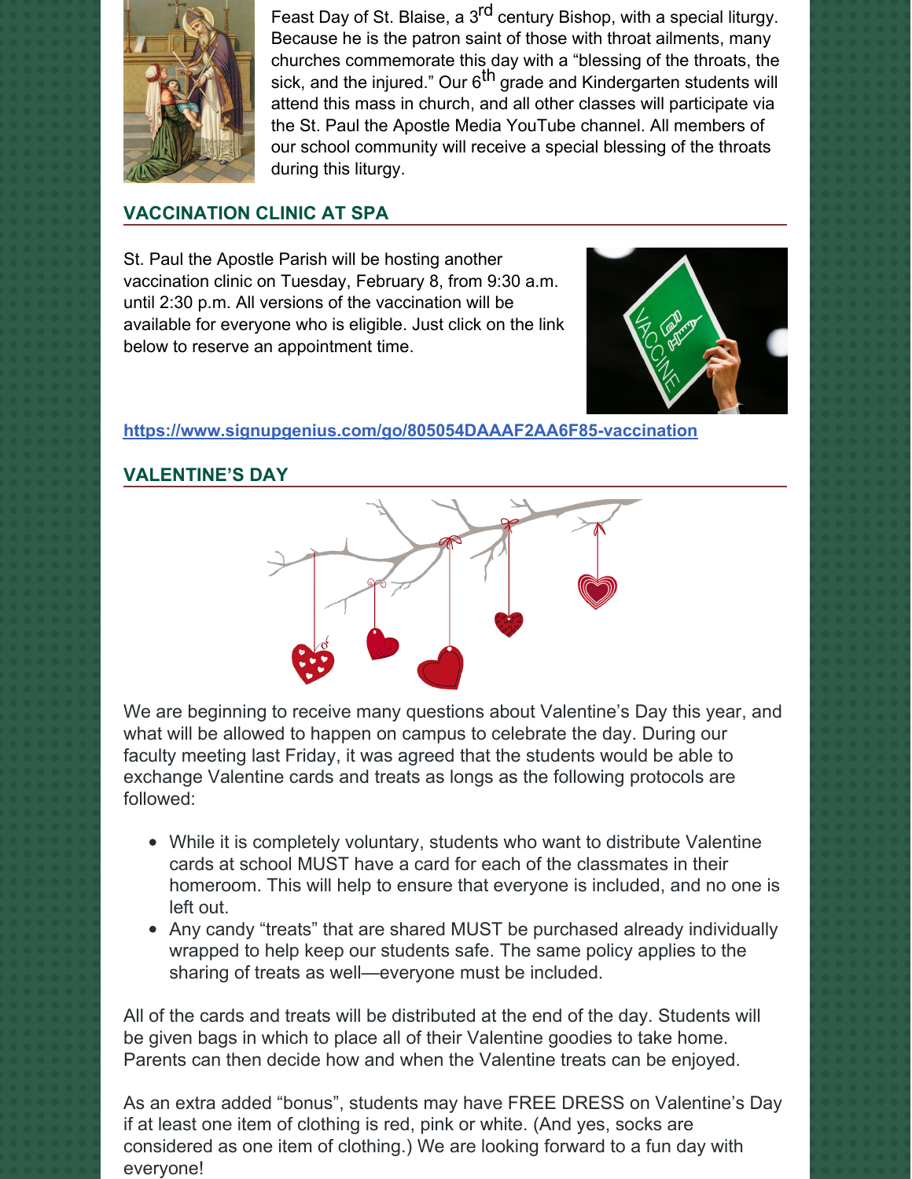Feast Day of St. Blaise, a 3rd century Bishop, with a special liturgy. Because he is the patron saint of those with throat ailments, many churches commemorate this day with a "blessing of the throats, the sick, and the injured." Our 6th grade and Kindergarten students will attend this mass in church, and all other classes will participate via the St. Paul the Apostle Media YouTube channel. All members of our school community will receive a special blessing of the throats during this liturgy.

## VACCINATION CLINIC AT SPA

St. Paul the Apostle Parish will be hosting another vaccination clinic on Tuesday, February 8, from 9:30 a.m. until 2:30 p.m. All versions of the vaccination will be available for everyone who is eligible. Just click on the link below to reserve an appointment time.

https://www.signupgenius.com/go/805054DAAAF2AA6F85-vaccination

## VALENTINE'S DAY

We are beginning to receive many questions about Valentine's Day this year, and what will be allowed to happen on campus to celebrate the day. During our faculty meeting last Friday, it was agreed that the students would be able to exchange Valentine cards and treats as longs as the following protocols are followed:

- While it is completely voluntary, students who want to distribute Valentine cards at school MUST have a card for each of the classmates in their homeroom. This will help to ensure that everyone is included, and no one is left out.
- Any candy "treats" that are shared MUST be purchased already individually wrapped to help keep our students safe. The same policy applies to the sharing of treats as well—everyone must be included.

All of the cards and treats will be distributed at the end of the day. Students will be given bags in which to place all of their Valentine goodies to take home. Parents can then decide how and when the Valentine treats can be enjoyed.

As an extra added "bonus", students may have FREE DRESS on Valentine's Day if at least one item of clothing is red, pink or white. (And yes, socks are considered as one item of clothing.) We are looking forward to a fun day with everyone!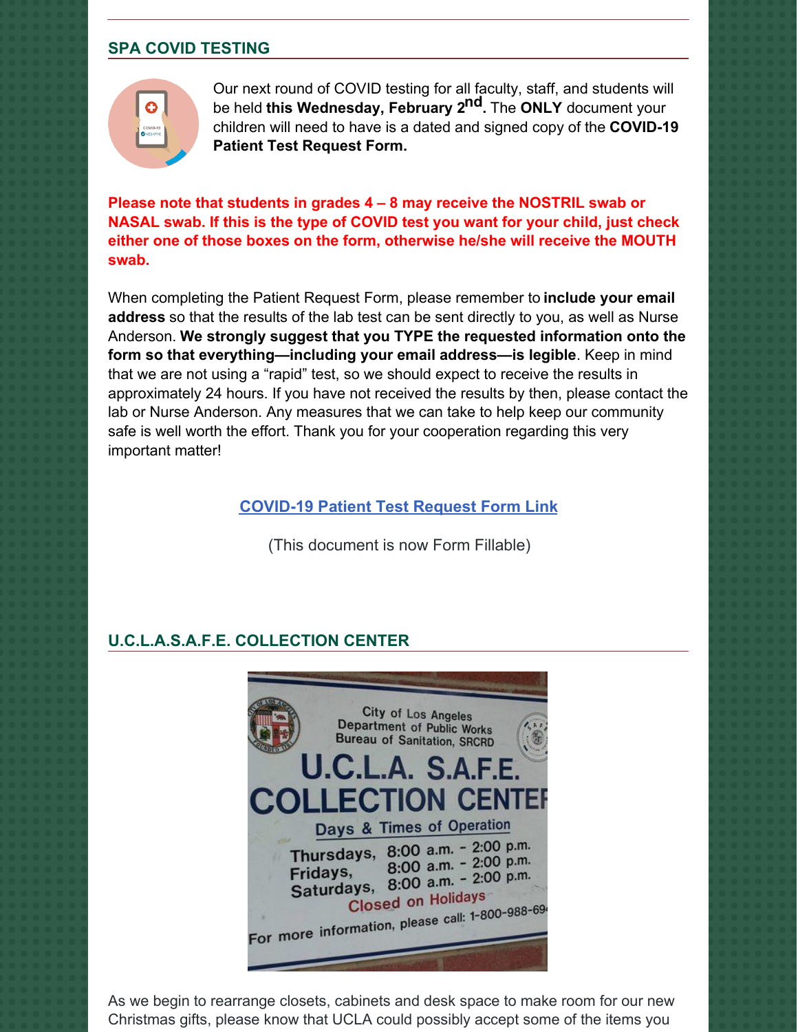## SPA COVID TESTING

Our next round of COVID testing for all faculty, staff, and students will be held **this Wednesday, February 2nd.** The **ONLY** document your children will need to have is a dated and signed copy of the **COVID-19 Patient Test Request Form.**

**Please note that students in grades 4 – 8 may receive the NOSTRIL swab or NASAL swab. If this is the type of COVID test you want for your child, just check either one of those boxes on the form, otherwise he/she will receive the MOUTH swab.**

When completing the Patient Request Form, please remember to **include your email address** so that the results of the lab test can be sent directly to you, as well as Nurse Anderson. **We strongly suggest that you TYPE the requested information onto the form so that everything—including your email address—is legible**. Keep in mind that we are not using a "rapid" test, so we should expect to receive the results in approximately 24 hours. If you have not received the results by then, please contact the lab or Nurse Anderson. Any measures that we can take to help keep our community safe is well worth the effort. Thank you for your cooperation regarding this very important matter!

[COVID-19 Patient Test Request Form Link]

(This document is now Form Fillable)

## U.C.L.A.S.A.F.E. COLLECTION CENTER

As we begin to rearrange closets, cabinets and desk space to make room for our new Christmas gifts, please know that UCLA could possibly accept some of the items you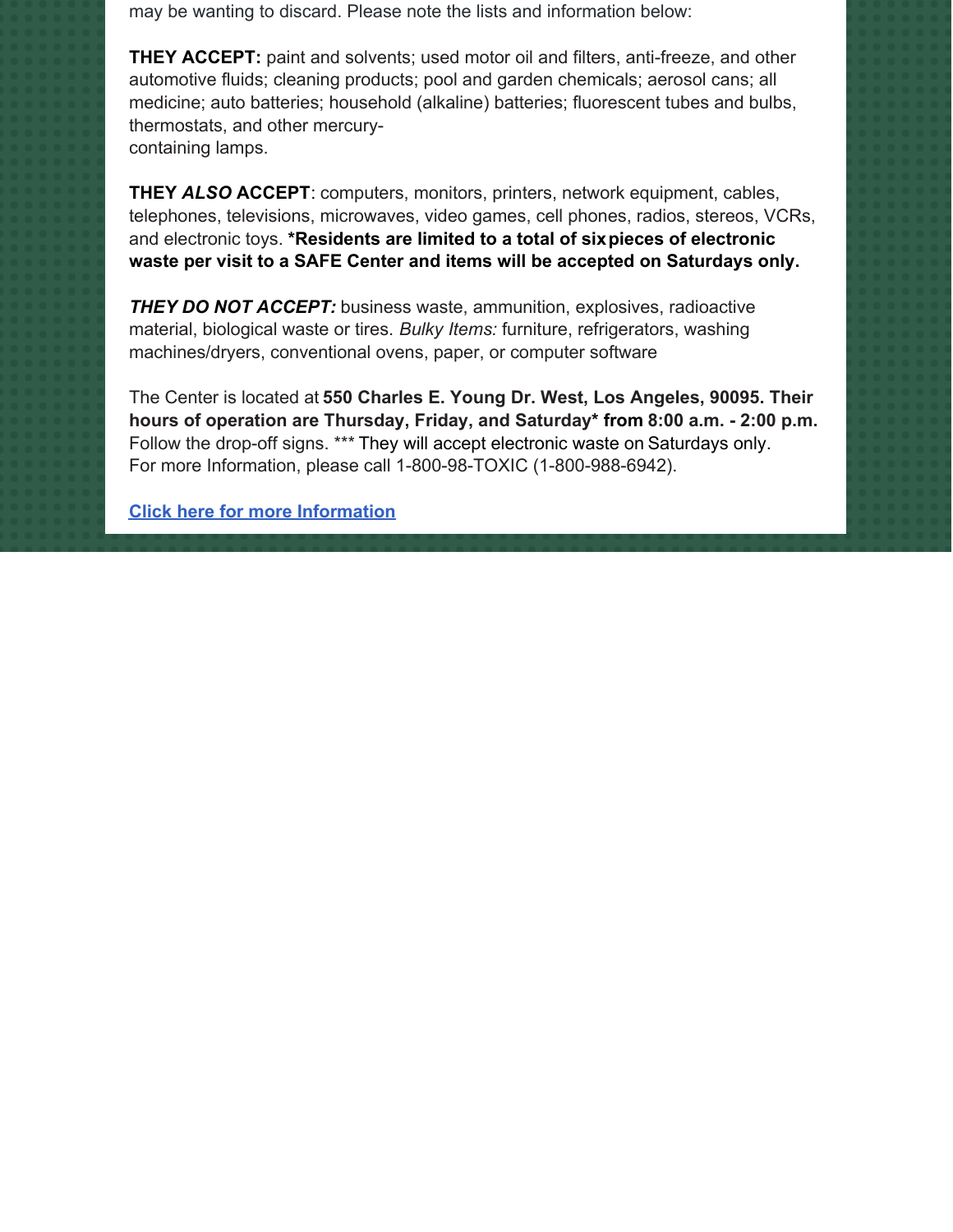may be wanting to discard. Please note the lists and information below:

**THEY ACCEPT:** paint and solvents; used motor oil and filters, anti-freeze, and other automotive fluids; cleaning products; pool and garden chemicals; aerosol cans; all medicine; auto batteries; household (alkaline) batteries; fluorescent tubes and bulbs, thermostats, and other mercury-containing lamps.

**THEY *ALSO* ACCEPT**: computers, monitors, printers, network equipment, cables, telephones, televisions, microwaves, video games, cell phones, radios, stereos, VCRs, and electronic toys. ***Residents are limited to a total of six pieces of electronic waste per visit to a SAFE Center and items will be accepted on Saturdays only.**

***THEY DO NOT ACCEPT:*** business waste, ammunition, explosives, radioactive material, biological waste or tires. *Bulky Items:* furniture, refrigerators, washing machines/dryers, conventional ovens, paper, or computer software

The Center is located at **550 Charles E. Young Dr. West, Los Angeles, 90095. Their hours of operation are Thursday, Friday, and Saturday* from 8:00 a.m. - 2:00 p.m.** Follow the drop-off signs. *** They will accept electronic waste on Saturdays only. For more Information, please call 1-800-98-TOXIC (1-800-988-6942).

**Click here for more Information**